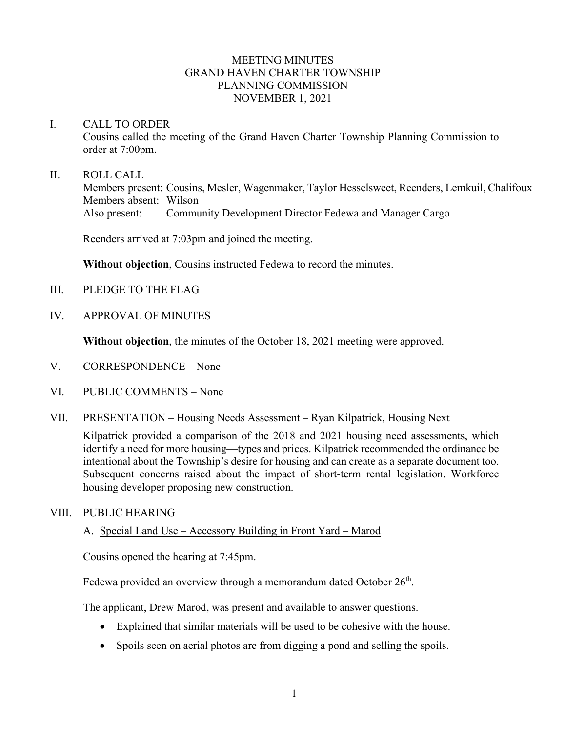# MEETING MINUTES
# GRAND HAVEN CHARTER TOWNSHIP
# PLANNING COMMISSION
# NOVEMBER 1, 2021

I. CALL TO ORDER

Cousins called the meeting of the Grand Haven Charter Township Planning Commission to order at 7:00pm.

II. ROLL CALL

Members present: Cousins, Mesler, Wagenmaker, Taylor Hesselsweet, Reenders, Lemkuil, Chalifoux
Members absent: Wilson
Also present: Community Development Director Fedewa and Manager Cargo

Reenders arrived at 7:03pm and joined the meeting.

**Without objection**, Cousins instructed Fedewa to record the minutes.

III. PLEDGE TO THE FLAG

IV. APPROVAL OF MINUTES

**Without objection**, the minutes of the October 18, 2021 meeting were approved.

V. CORRESPONDENCE – None

VI. PUBLIC COMMENTS – None

VII. PRESENTATION – Housing Needs Assessment – Ryan Kilpatrick, Housing Next

Kilpatrick provided a comparison of the 2018 and 2021 housing need assessments, which identify a need for more housing—types and prices. Kilpatrick recommended the ordinance be intentional about the Township's desire for housing and can create as a separate document too. Subsequent concerns raised about the impact of short-term rental legislation. Workforce housing developer proposing new construction.

VIII. PUBLIC HEARING

A. Special Land Use – Accessory Building in Front Yard – Marod

Cousins opened the hearing at 7:45pm.

Fedewa provided an overview through a memorandum dated October 26th.

The applicant, Drew Marod, was present and available to answer questions.

- Explained that similar materials will be used to be cohesive with the house.
- Spoils seen on aerial photos are from digging a pond and selling the spoils.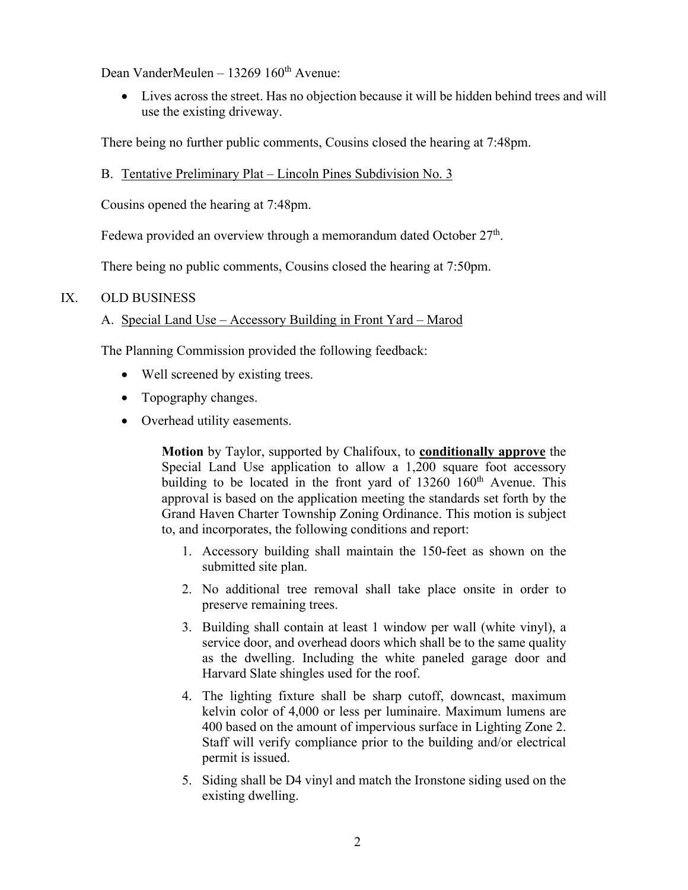Dean VanderMeulen – 13269 160th Avenue:

- Lives across the street. Has no objection because it will be hidden behind trees and will use the existing driveway.

There being no further public comments, Cousins closed the hearing at 7:48pm.

B. Tentative Preliminary Plat – Lincoln Pines Subdivision No. 3

Cousins opened the hearing at 7:48pm.

Fedewa provided an overview through a memorandum dated October 27th.

There being no public comments, Cousins closed the hearing at 7:50pm.

## IX. OLD BUSINESS

A. Special Land Use – Accessory Building in Front Yard – Marod

The Planning Commission provided the following feedback:

- Well screened by existing trees.
- Topography changes.
- Overhead utility easements.

> **Motion** by Taylor, supported by Chalifoux, to **conditionally approve** the Special Land Use application to allow a 1,200 square foot accessory building to be located in the front yard of 13260 160th Avenue. This approval is based on the application meeting the standards set forth by the Grand Haven Charter Township Zoning Ordinance. This motion is subject to, and incorporates, the following conditions and report:
>
> 1. Accessory building shall maintain the 150-feet as shown on the submitted site plan.
> 2. No additional tree removal shall take place onsite in order to preserve remaining trees.
> 3. Building shall contain at least 1 window per wall (white vinyl), a service door, and overhead doors which shall be to the same quality as the dwelling. Including the white paneled garage door and Harvard Slate shingles used for the roof.
> 4. The lighting fixture shall be sharp cutoff, downcast, maximum kelvin color of 4,000 or less per luminaire. Maximum lumens are 400 based on the amount of impervious surface in Lighting Zone 2. Staff will verify compliance prior to the building and/or electrical permit is issued.
> 5. Siding shall be D4 vinyl and match the Ironstone siding used on the existing dwelling.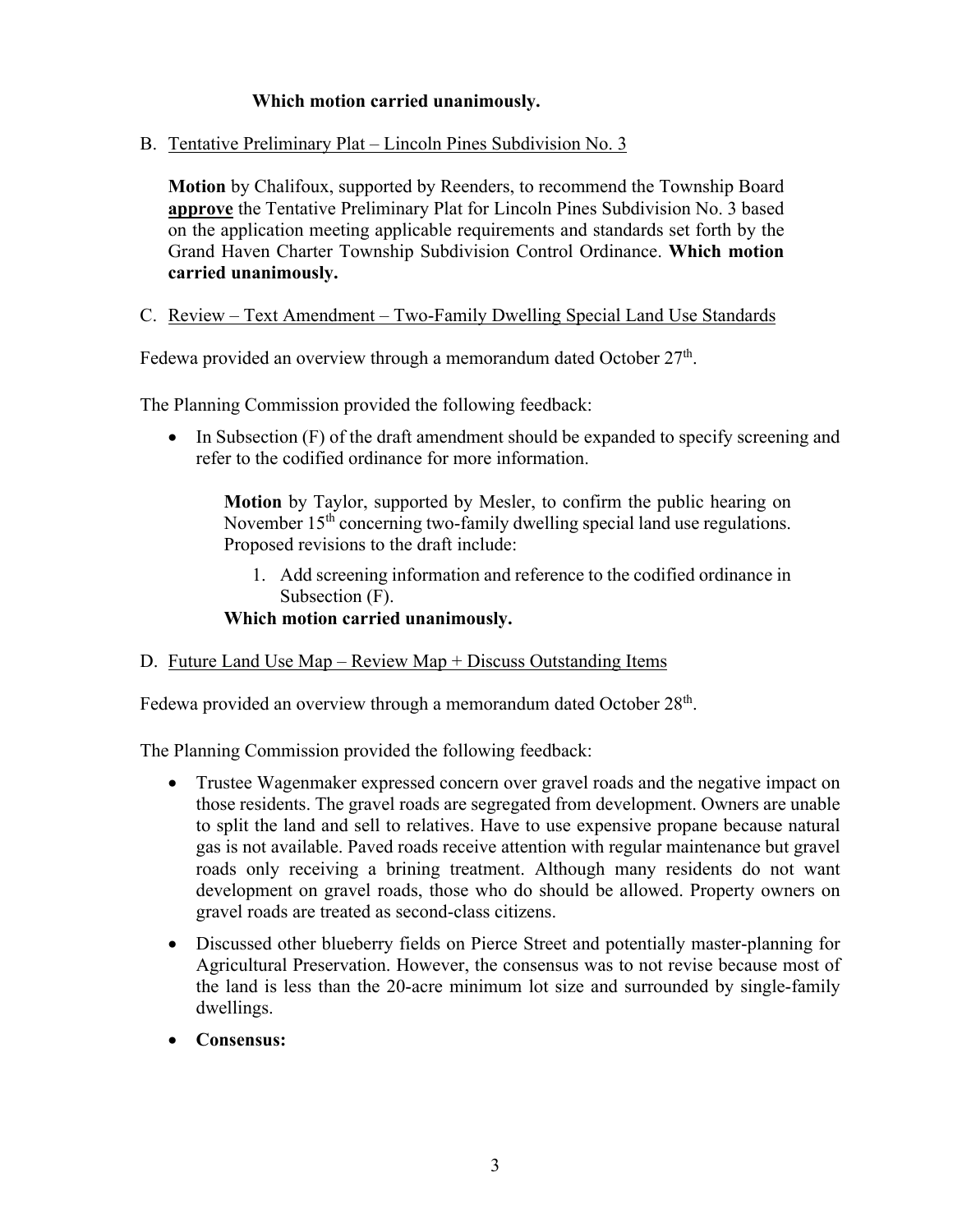**Which motion carried unanimously.**

B. Tentative Preliminary Plat – Lincoln Pines Subdivision No. 3

**Motion** by Chalifoux, supported by Reenders, to recommend the Township Board **approve** the Tentative Preliminary Plat for Lincoln Pines Subdivision No. 3 based on the application meeting applicable requirements and standards set forth by the Grand Haven Charter Township Subdivision Control Ordinance. **Which motion carried unanimously.**

C. Review – Text Amendment – Two-Family Dwelling Special Land Use Standards

Fedewa provided an overview through a memorandum dated October 27th.

The Planning Commission provided the following feedback:

- In Subsection (F) of the draft amendment should be expanded to specify screening and refer to the codified ordinance for more information.

**Motion** by Taylor, supported by Mesler, to confirm the public hearing on November 15th concerning two-family dwelling special land use regulations. Proposed revisions to the draft include:

1. Add screening information and reference to the codified ordinance in Subsection (F).

**Which motion carried unanimously.**

D. Future Land Use Map – Review Map + Discuss Outstanding Items

Fedewa provided an overview through a memorandum dated October 28th.

The Planning Commission provided the following feedback:

- Trustee Wagenmaker expressed concern over gravel roads and the negative impact on those residents. The gravel roads are segregated from development. Owners are unable to split the land and sell to relatives. Have to use expensive propane because natural gas is not available. Paved roads receive attention with regular maintenance but gravel roads only receiving a brining treatment. Although many residents do not want development on gravel roads, those who do should be allowed. Property owners on gravel roads are treated as second-class citizens.
- Discussed other blueberry fields on Pierce Street and potentially master-planning for Agricultural Preservation. However, the consensus was to not revise because most of the land is less than the 20-acre minimum lot size and surrounded by single-family dwellings.
- **Consensus:**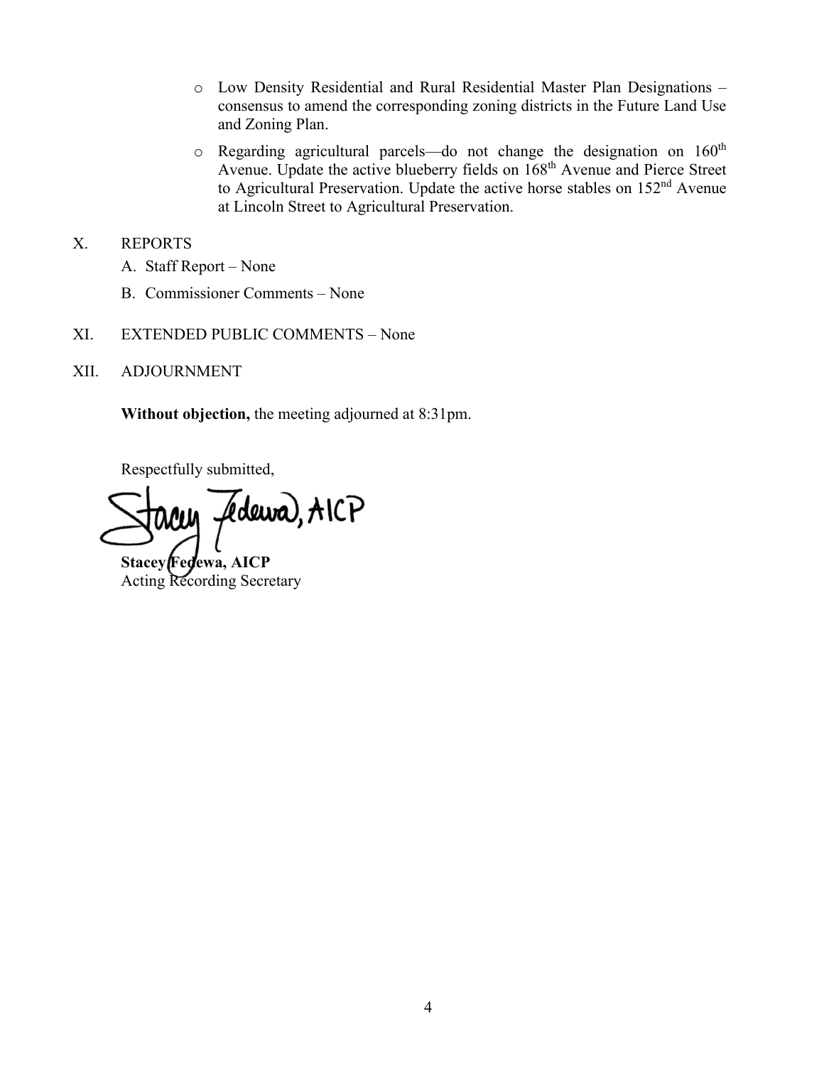- Low Density Residential and Rural Residential Master Plan Designations – consensus to amend the corresponding zoning districts in the Future Land Use and Zoning Plan.
- Regarding agricultural parcels—do not change the designation on 160th Avenue. Update the active blueberry fields on 168th Avenue and Pierce Street to Agricultural Preservation. Update the active horse stables on 152nd Avenue at Lincoln Street to Agricultural Preservation.

X. REPORTS

A. Staff Report – None

B. Commissioner Comments – None

XI. EXTENDED PUBLIC COMMENTS – None

XII. ADJOURNMENT

**Without objection,** the meeting adjourned at 8:31pm.

Respectfully submitted,

Stacey Fedewa, AICP

**Stacey Fedewa, AICP**
Acting Recording Secretary